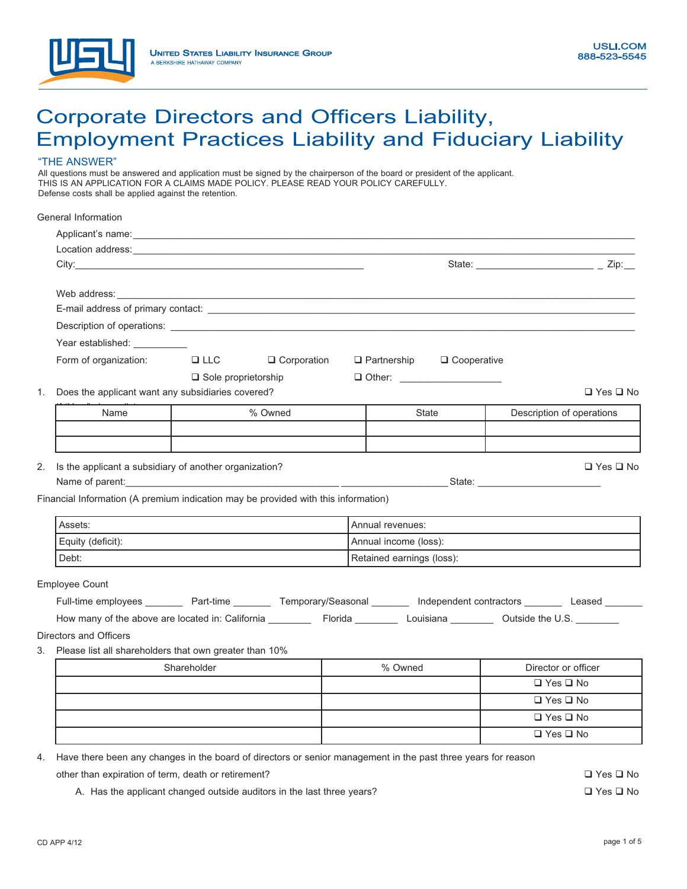United States Liability Insurance Group
A BERKSHIRE HATHAWAY COMPANY

USLI.COM
888-523-5545

# Corporate Directors and Officers Liability, Employment Practices Liability and Fiduciary Liability

"THE ANSWER"

All questions must be answered and application must be signed by the chairperson of the board or president of the applicant.
THIS IS AN APPLICATION FOR A CLAIMS MADE POLICY. PLEASE READ YOUR POLICY CAREFULLY.
Defense costs shall be applied against the retention.

## General Information

Applicant's name: ____________________

Location address: ____________________

City: ____________________ State: ____________________ Zip: ____

Web address: ____________________

E-mail address of primary contact: ____________________

Description of operations: ____________________

Year established: __________

Form of organization: ❑ LLC ❑ Corporation ❑ Partnership ❑ Cooperative ❑ Sole proprietorship ❑ Other: ____________________

1. Does the applicant want any subsidiaries covered? ❑ Yes ❑ No

| Name | % Owned | State | Description of operations |
|---|---|---|---|
| | | | |
| | | | |

2. Is the applicant a subsidiary of another organization? ❑ Yes ❑ No

   Name of parent: ____________________ State: ____________________

## Financial Information (A premium indication may be provided with this information)

| Assets: | Annual revenues: |
|---|---|
| Equity (deficit): | Annual income (loss): |
| Debt: | Retained earnings (loss): |

## Employee Count

Full-time employees _______ Part-time _______ Temporary/Seasonal _______ Independent contractors _______ Leased _______

How many of the above are located in: California ________ Florida ________ Louisiana ________ Outside the U.S. ________

## Directors and Officers

3. Please list all shareholders that own greater than 10%

| Shareholder | % Owned | Director or officer |
|---|---|---|
| | | ❑ Yes ❑ No |
| | | ❑ Yes ❑ No |
| | | ❑ Yes ❑ No |
| | | ❑ Yes ❑ No |

4. Have there been any changes in the board of directors or senior management in the past three years for reason other than expiration of term, death or retirement? ❑ Yes ❑ No

   A. Has the applicant changed outside auditors in the last three years? ❑ Yes ❑ No

CD APP 4/12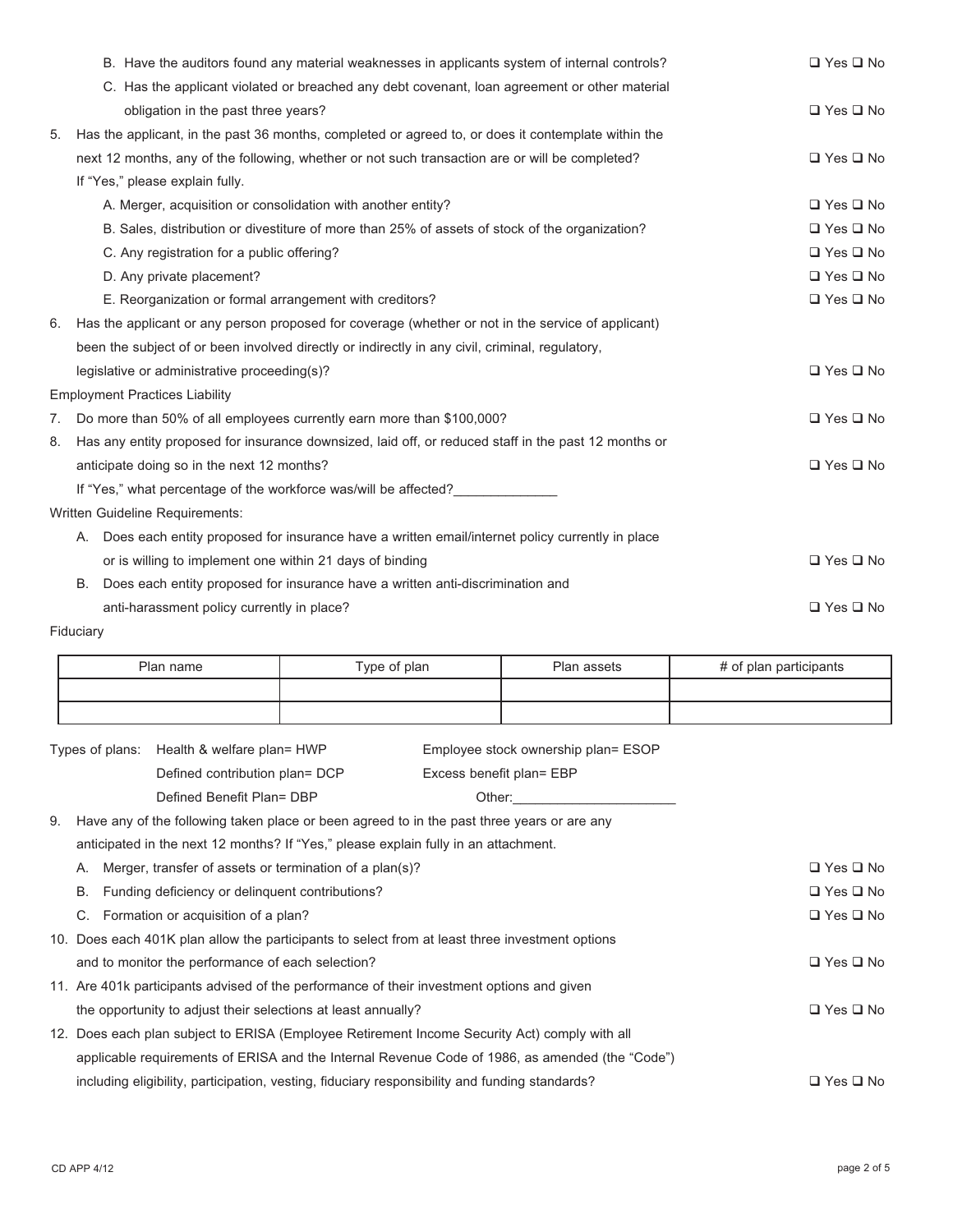B. Have the auditors found any material weaknesses in applicants system of internal controls? ❑ Yes ❑ No

C. Has the applicant violated or breached any debt covenant, loan agreement or other material obligation in the past three years? ❑ Yes ❑ No

5. Has the applicant, in the past 36 months, completed or agreed to, or does it contemplate within the next 12 months, any of the following, whether or not such transaction are or will be completed? ❑ Yes ❑ No

   If "Yes," please explain fully.

   A. Merger, acquisition or consolidation with another entity? ❑ Yes ❑ No

   B. Sales, distribution or divestiture of more than 25% of assets of stock of the organization? ❑ Yes ❑ No

   C. Any registration for a public offering? ❑ Yes ❑ No

   D. Any private placement? ❑ Yes ❑ No

   E. Reorganization or formal arrangement with creditors? ❑ Yes ❑ No

6. Has the applicant or any person proposed for coverage (whether or not in the service of applicant) been the subject of or been involved directly or indirectly in any civil, criminal, regulatory, legislative or administrative proceeding(s)? ❑ Yes ❑ No

Employment Practices Liability

7. Do more than 50% of all employees currently earn more than $100,000? ❑ Yes ❑ No

8. Has any entity proposed for insurance downsized, laid off, or reduced staff in the past 12 months or anticipate doing so in the next 12 months? ❑ Yes ❑ No

   If "Yes," what percentage of the workforce was/will be affected?\_\_\_\_\_\_\_\_\_\_\_\_\_\_

Written Guideline Requirements:

   A. Does each entity proposed for insurance have a written email/internet policy currently in place or is willing to implement one within 21 days of binding ❑ Yes ❑ No

   B. Does each entity proposed for insurance have a written anti-discrimination and anti-harassment policy currently in place? ❑ Yes ❑ No

Fiduciary

| Plan name | Type of plan | Plan assets | # of plan participants |
|---|---|---|---|
| | | | |
| | | | |

Types of plans: Health & welfare plan= HWP; Defined contribution plan= DCP; Defined Benefit Plan= DBP; Employee stock ownership plan= ESOP; Excess benefit plan= EBP; Other:\_\_\_\_\_\_\_\_\_\_\_\_\_\_\_\_\_\_\_\_\_\_

9. Have any of the following taken place or been agreed to in the past three years or are any anticipated in the next 12 months? If "Yes," please explain fully in an attachment.

   A. Merger, transfer of assets or termination of a plan(s)? ❑ Yes ❑ No

   B. Funding deficiency or delinquent contributions? ❑ Yes ❑ No

   C. Formation or acquisition of a plan? ❑ Yes ❑ No

10. Does each 401K plan allow the participants to select from at least three investment options and to monitor the performance of each selection? ❑ Yes ❑ No

11. Are 401k participants advised of the performance of their investment options and given the opportunity to adjust their selections at least annually? ❑ Yes ❑ No

12. Does each plan subject to ERISA (Employee Retirement Income Security Act) comply with all applicable requirements of ERISA and the Internal Revenue Code of 1986, as amended (the "Code") including eligibility, participation, vesting, fiduciary responsibility and funding standards? ❑ Yes ❑ No

CD APP 4/12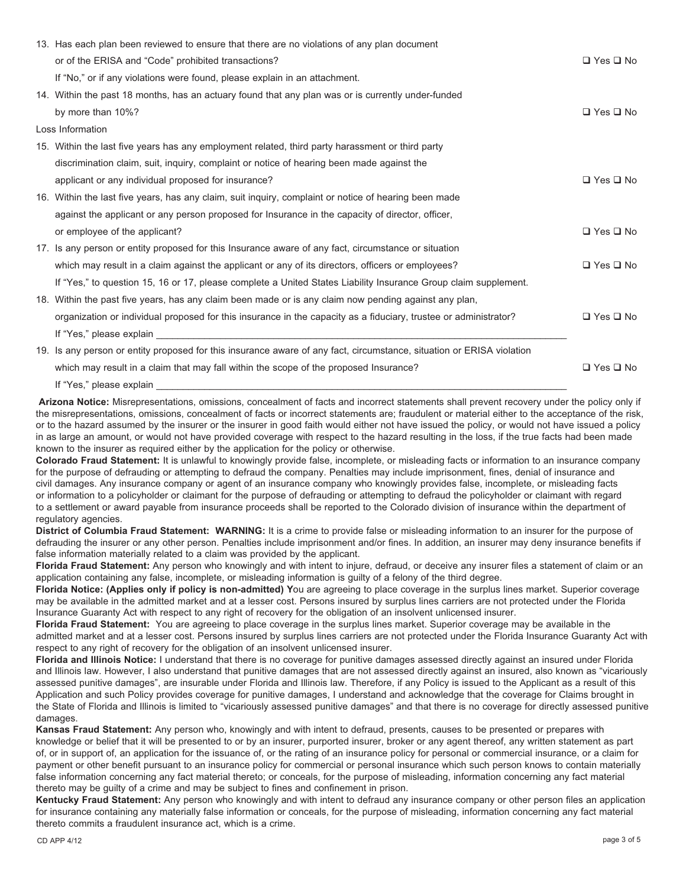13. Has each plan been reviewed to ensure that there are no violations of any plan document or of the ERISA and "Code" prohibited transactions? ❑ Yes ❑ No

    If "No," or if any violations were found, please explain in an attachment.

14. Within the past 18 months, has an actuary found that any plan was or is currently under-funded by more than 10%? ❑ Yes ❑ No

Loss Information

15. Within the last five years has any employment related, third party harassment or third party discrimination claim, suit, inquiry, complaint or notice of hearing been made against the applicant or any individual proposed for insurance? ❑ Yes ❑ No

16. Within the last five years, has any claim, suit inquiry, complaint or notice of hearing been made against the applicant or any person proposed for Insurance in the capacity of director, officer, or employee of the applicant? ❑ Yes ❑ No

17. Is any person or entity proposed for this Insurance aware of any fact, circumstance or situation which may result in a claim against the applicant or any of its directors, officers or employees? ❑ Yes ❑ No

    If "Yes," to question 15, 16 or 17, please complete a United States Liability Insurance Group claim supplement.

18. Within the past five years, has any claim been made or is any claim now pending against any plan, organization or individual proposed for this insurance in the capacity as a fiduciary, trustee or administrator? ❑ Yes ❑ No

    If "Yes," please explain ______________________________________________________________

19. Is any person or entity proposed for this insurance aware of any fact, circumstance, situation or ERISA violation which may result in a claim that may fall within the scope of the proposed Insurance? ❑ Yes ❑ No

    If "Yes," please explain ______________________________________________________________

**Arizona Notice:** Misrepresentations, omissions, concealment of facts and incorrect statements shall prevent recovery under the policy only if the misrepresentations, omissions, concealment of facts or incorrect statements are; fraudulent or material either to the acceptance of the risk, or to the hazard assumed by the insurer or the insurer in good faith would either not have issued the policy, or would not have issued a policy in as large an amount, or would not have provided coverage with respect to the hazard resulting in the loss, if the true facts had been made known to the insurer as required either by the application for the policy or otherwise.

**Colorado Fraud Statement:** It is unlawful to knowingly provide false, incomplete, or misleading facts or information to an insurance company for the purpose of defrauding or attempting to defraud the company. Penalties may include imprisonment, fines, denial of insurance and civil damages. Any insurance company or agent of an insurance company who knowingly provides false, incomplete, or misleading facts or information to a policyholder or claimant for the purpose of defrauding or attempting to defraud the policyholder or claimant with regard to a settlement or award payable from insurance proceeds shall be reported to the Colorado division of insurance within the department of regulatory agencies.

**District of Columbia Fraud Statement: WARNING:** It is a crime to provide false or misleading information to an insurer for the purpose of defrauding the insurer or any other person. Penalties include imprisonment and/or fines. In addition, an insurer may deny insurance benefits if false information materially related to a claim was provided by the applicant.

**Florida Fraud Statement:** Any person who knowingly and with intent to injure, defraud, or deceive any insurer files a statement of claim or an application containing any false, incomplete, or misleading information is guilty of a felony of the third degree.

**Florida Notice: (Applies only if policy is non-admitted) Y**ou are agreeing to place coverage in the surplus lines market. Superior coverage may be available in the admitted market and at a lesser cost. Persons insured by surplus lines carriers are not protected under the Florida Insurance Guaranty Act with respect to any right of recovery for the obligation of an insolvent unlicensed insurer.

**Florida Fraud Statement:** You are agreeing to place coverage in the surplus lines market. Superior coverage may be available in the admitted market and at a lesser cost. Persons insured by surplus lines carriers are not protected under the Florida Insurance Guaranty Act with respect to any right of recovery for the obligation of an insolvent unlicensed insurer.

**Florida and Illinois Notice:** I understand that there is no coverage for punitive damages assessed directly against an insured under Florida and Illinois law. However, I also understand that punitive damages that are not assessed directly against an insured, also known as "vicariously assessed punitive damages", are insurable under Florida and Illinois law. Therefore, if any Policy is issued to the Applicant as a result of this Application and such Policy provides coverage for punitive damages, I understand and acknowledge that the coverage for Claims brought in the State of Florida and Illinois is limited to "vicariously assessed punitive damages" and that there is no coverage for directly assessed punitive damages.

**Kansas Fraud Statement:** Any person who, knowingly and with intent to defraud, presents, causes to be presented or prepares with knowledge or belief that it will be presented to or by an insurer, purported insurer, broker or any agent thereof, any written statement as part of, or in support of, an application for the issuance of, or the rating of an insurance policy for personal or commercial insurance, or a claim for payment or other benefit pursuant to an insurance policy for commercial or personal insurance which such person knows to contain materially false information concerning any fact material thereto; or conceals, for the purpose of misleading, information concerning any fact material thereto may be guilty of a crime and may be subject to fines and confinement in prison.

**Kentucky Fraud Statement:** Any person who knowingly and with intent to defraud any insurance company or other person files an application for insurance containing any materially false information or conceals, for the purpose of misleading, information concerning any fact material thereto commits a fraudulent insurance act, which is a crime.

CD APP 4/12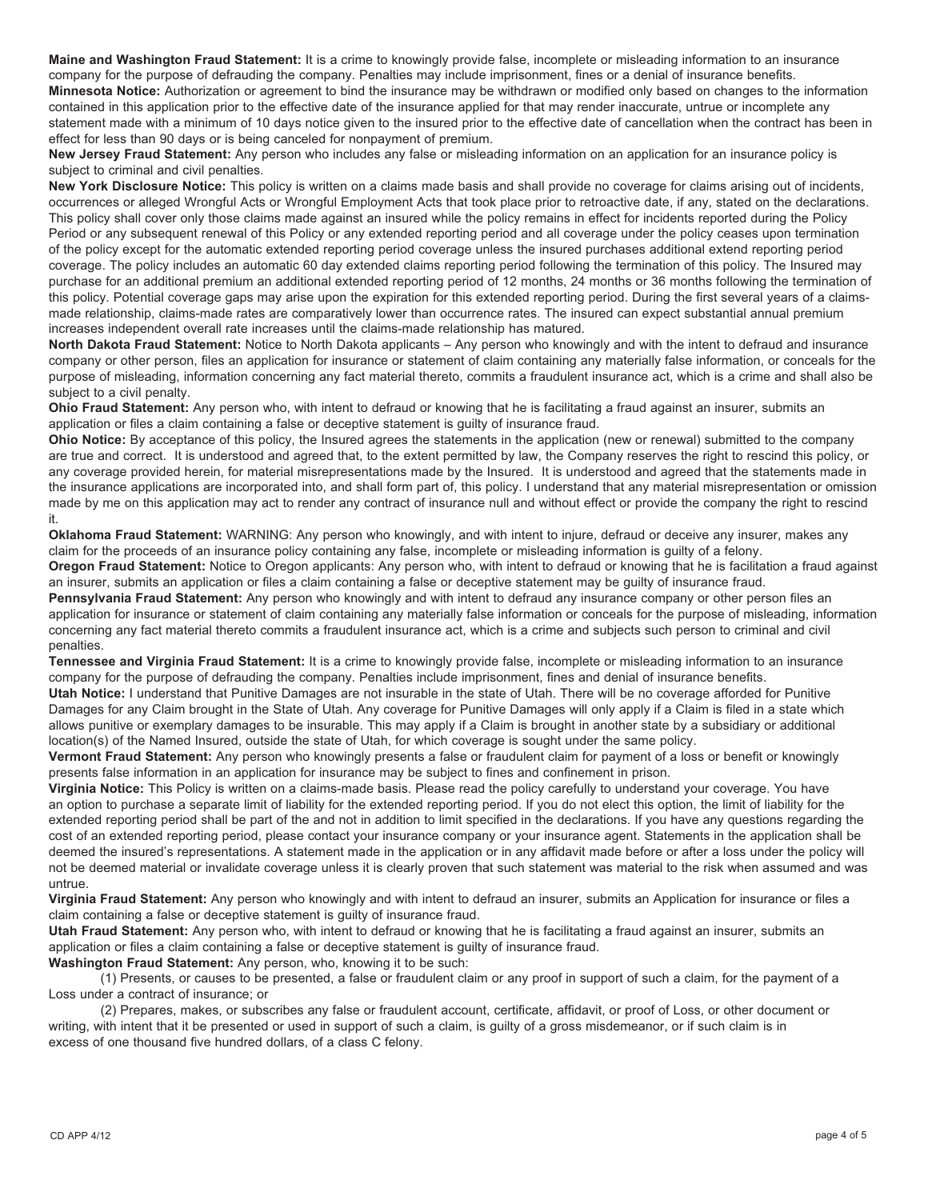**Maine and Washington Fraud Statement:** It is a crime to knowingly provide false, incomplete or misleading information to an insurance company for the purpose of defrauding the company. Penalties may include imprisonment, fines or a denial of insurance benefits.

**Minnesota Notice:** Authorization or agreement to bind the insurance may be withdrawn or modified only based on changes to the information contained in this application prior to the effective date of the insurance applied for that may render inaccurate, untrue or incomplete any statement made with a minimum of 10 days notice given to the insured prior to the effective date of cancellation when the contract has been in effect for less than 90 days or is being canceled for nonpayment of premium.

**New Jersey Fraud Statement:** Any person who includes any false or misleading information on an application for an insurance policy is subject to criminal and civil penalties.

**New York Disclosure Notice:** This policy is written on a claims made basis and shall provide no coverage for claims arising out of incidents, occurrences or alleged Wrongful Acts or Wrongful Employment Acts that took place prior to retroactive date, if any, stated on the declarations. This policy shall cover only those claims made against an insured while the policy remains in effect for incidents reported during the Policy Period or any subsequent renewal of this Policy or any extended reporting period and all coverage under the policy ceases upon termination of the policy except for the automatic extended reporting period coverage unless the insured purchases additional extend reporting period coverage. The policy includes an automatic 60 day extended claims reporting period following the termination of this policy. The Insured may purchase for an additional premium an additional extended reporting period of 12 months, 24 months or 36 months following the termination of this policy. Potential coverage gaps may arise upon the expiration for this extended reporting period. During the first several years of a claims-made relationship, claims-made rates are comparatively lower than occurrence rates. The insured can expect substantial annual premium increases independent overall rate increases until the claims-made relationship has matured.

**North Dakota Fraud Statement:** Notice to North Dakota applicants – Any person who knowingly and with the intent to defraud and insurance company or other person, files an application for insurance or statement of claim containing any materially false information, or conceals for the purpose of misleading, information concerning any fact material thereto, commits a fraudulent insurance act, which is a crime and shall also be subject to a civil penalty.

**Ohio Fraud Statement:** Any person who, with intent to defraud or knowing that he is facilitating a fraud against an insurer, submits an application or files a claim containing a false or deceptive statement is guilty of insurance fraud.

**Ohio Notice:** By acceptance of this policy, the Insured agrees the statements in the application (new or renewal) submitted to the company are true and correct. It is understood and agreed that, to the extent permitted by law, the Company reserves the right to rescind this policy, or any coverage provided herein, for material misrepresentations made by the Insured. It is understood and agreed that the statements made in the insurance applications are incorporated into, and shall form part of, this policy. I understand that any material misrepresentation or omission made by me on this application may act to render any contract of insurance null and without effect or provide the company the right to rescind it.

**Oklahoma Fraud Statement:** WARNING: Any person who knowingly, and with intent to injure, defraud or deceive any insurer, makes any claim for the proceeds of an insurance policy containing any false, incomplete or misleading information is guilty of a felony.

**Oregon Fraud Statement:** Notice to Oregon applicants: Any person who, with intent to defraud or knowing that he is facilitation a fraud against an insurer, submits an application or files a claim containing a false or deceptive statement may be guilty of insurance fraud.

**Pennsylvania Fraud Statement:** Any person who knowingly and with intent to defraud any insurance company or other person files an application for insurance or statement of claim containing any materially false information or conceals for the purpose of misleading, information concerning any fact material thereto commits a fraudulent insurance act, which is a crime and subjects such person to criminal and civil penalties.

**Tennessee and Virginia Fraud Statement:** It is a crime to knowingly provide false, incomplete or misleading information to an insurance company for the purpose of defrauding the company. Penalties include imprisonment, fines and denial of insurance benefits.

**Utah Notice:** I understand that Punitive Damages are not insurable in the state of Utah. There will be no coverage afforded for Punitive Damages for any Claim brought in the State of Utah. Any coverage for Punitive Damages will only apply if a Claim is filed in a state which allows punitive or exemplary damages to be insurable. This may apply if a Claim is brought in another state by a subsidiary or additional location(s) of the Named Insured, outside the state of Utah, for which coverage is sought under the same policy.

**Vermont Fraud Statement:** Any person who knowingly presents a false or fraudulent claim for payment of a loss or benefit or knowingly presents false information in an application for insurance may be subject to fines and confinement in prison.

**Virginia Notice:** This Policy is written on a claims-made basis. Please read the policy carefully to understand your coverage. You have an option to purchase a separate limit of liability for the extended reporting period. If you do not elect this option, the limit of liability for the extended reporting period shall be part of the and not in addition to limit specified in the declarations. If you have any questions regarding the cost of an extended reporting period, please contact your insurance company or your insurance agent. Statements in the application shall be deemed the insured's representations. A statement made in the application or in any affidavit made before or after a loss under the policy will not be deemed material or invalidate coverage unless it is clearly proven that such statement was material to the risk when assumed and was untrue.

**Virginia Fraud Statement:** Any person who knowingly and with intent to defraud an insurer, submits an Application for insurance or files a claim containing a false or deceptive statement is guilty of insurance fraud.

**Utah Fraud Statement:** Any person who, with intent to defraud or knowing that he is facilitating a fraud against an insurer, submits an application or files a claim containing a false or deceptive statement is guilty of insurance fraud.

**Washington Fraud Statement:** Any person, who, knowing it to be such:

(1) Presents, or causes to be presented, a false or fraudulent claim or any proof in support of such a claim, for the payment of a Loss under a contract of insurance; or

(2) Prepares, makes, or subscribes any false or fraudulent account, certificate, affidavit, or proof of Loss, or other document or writing, with intent that it be presented or used in support of such a claim, is guilty of a gross misdemeanor, or if such claim is in excess of one thousand five hundred dollars, of a class C felony.

CD APP 4/12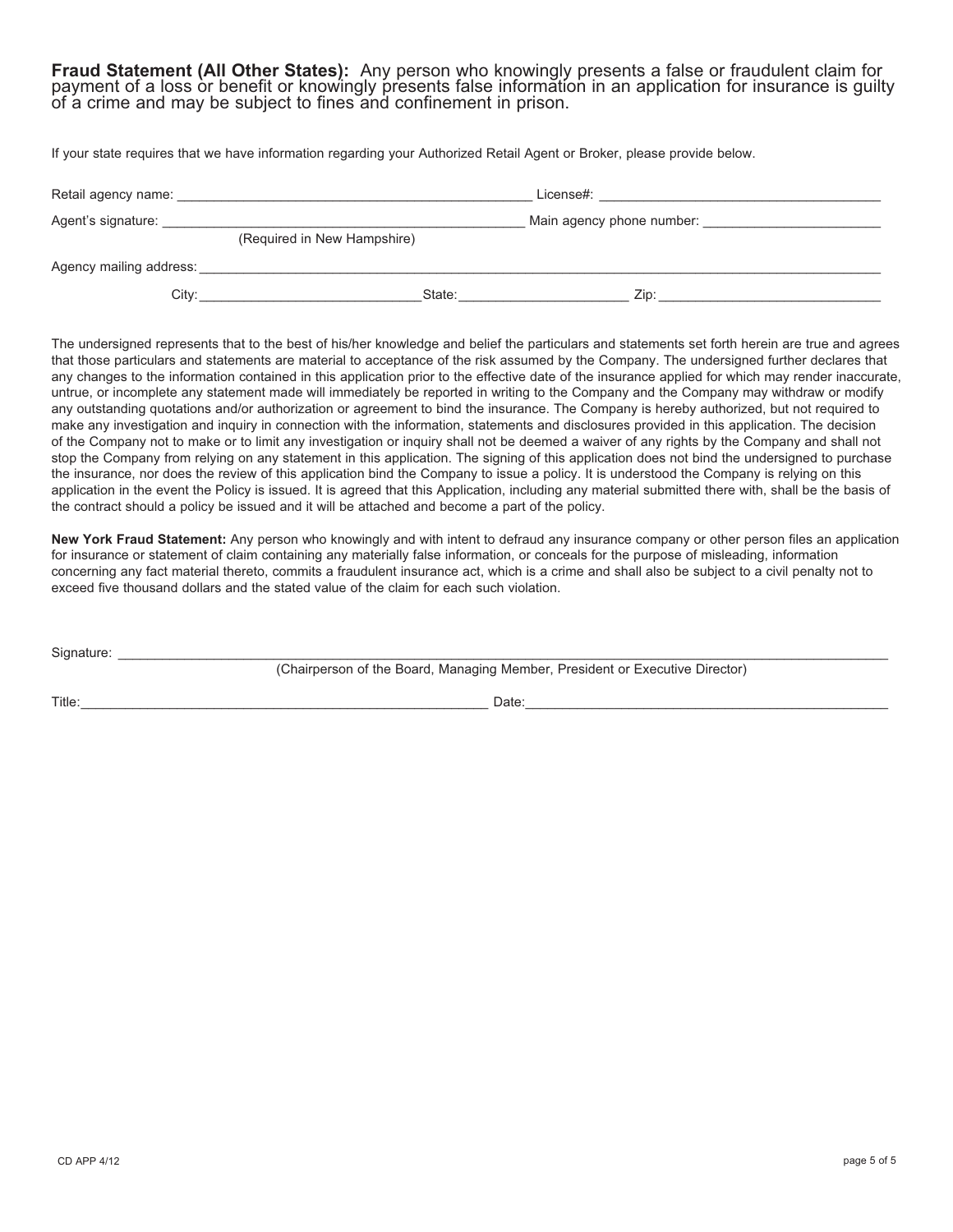**Fraud Statement (All Other States):** Any person who knowingly presents a false or fraudulent claim for payment of a loss or benefit or knowingly presents false information in an application for insurance is guilty of a crime and may be subject to fines and confinement in prison.

If your state requires that we have information regarding your Authorized Retail Agent or Broker, please provide below.

Retail agency name: _______________________________________________ License#: _____________________________________

Agent's signature: _________________________________________________ Main agency phone number: _______________________
(Required in New Hampshire)

Agency mailing address: ______________________________________________________________________________________________

City: _____________________________ State: ______________________ Zip: ______________________________

The undersigned represents that to the best of his/her knowledge and belief the particulars and statements set forth herein are true and agrees that those particulars and statements are material to acceptance of the risk assumed by the Company. The undersigned further declares that any changes to the information contained in this application prior to the effective date of the insurance applied for which may render inaccurate, untrue, or incomplete any statement made will immediately be reported in writing to the Company and the Company may withdraw or modify any outstanding quotations and/or authorization or agreement to bind the insurance. The Company is hereby authorized, but not required to make any investigation and inquiry in connection with the information, statements and disclosures provided in this application. The decision of the Company not to make or to limit any investigation or inquiry shall not be deemed a waiver of any rights by the Company and shall not stop the Company from relying on any statement in this application. The signing of this application does not bind the undersigned to purchase the insurance, nor does the review of this application bind the Company to issue a policy. It is understood the Company is relying on this application in the event the Policy is issued. It is agreed that this Application, including any material submitted there with, shall be the basis of the contract should a policy be issued and it will be attached and become a part of the policy.

**New York Fraud Statement:** Any person who knowingly and with intent to defraud any insurance company or other person files an application for insurance or statement of claim containing any materially false information, or conceals for the purpose of misleading, information concerning any fact material thereto, commits a fraudulent insurance act, which is a crime and shall also be subject to a civil penalty not to exceed five thousand dollars and the stated value of the claim for each such violation.

Signature: ____________________________________________________________________________________________________
(Chairperson of the Board, Managing Member, President or Executive Director)

Title: ________________________________________________________ Date: ________________________________________________

CD APP 4/12